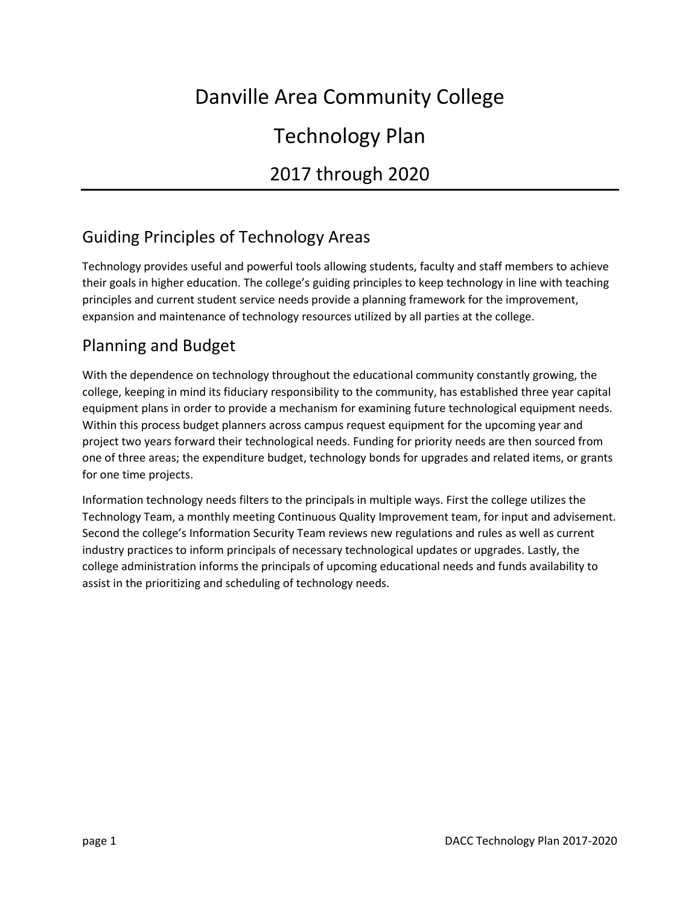# Danville Area Community College

# Technology Plan

# 2017 through 2020

## Guiding Principles of Technology Areas

Technology provides useful and powerful tools allowing students, faculty and staff members to achieve their goals in higher education. The college's guiding principles to keep technology in line with teaching principles and current student service needs provide a planning framework for the improvement, expansion and maintenance of technology resources utilized by all parties at the college.

## Planning and Budget

With the dependence on technology throughout the educational community constantly growing, the college, keeping in mind its fiduciary responsibility to the community, has established three year capital equipment plans in order to provide a mechanism for examining future technological equipment needs. Within this process budget planners across campus request equipment for the upcoming year and project two years forward their technological needs. Funding for priority needs are then sourced from one of three areas; the expenditure budget, technology bonds for upgrades and related items, or grants for one time projects.

Information technology needs filters to the principals in multiple ways. First the college utilizes the Technology Team, a monthly meeting Continuous Quality Improvement team, for input and advisement. Second the college's Information Security Team reviews new regulations and rules as well as current industry practices to inform principals of necessary technological updates or upgrades. Lastly, the college administration informs the principals of upcoming educational needs and funds availability to assist in the prioritizing and scheduling of technology needs.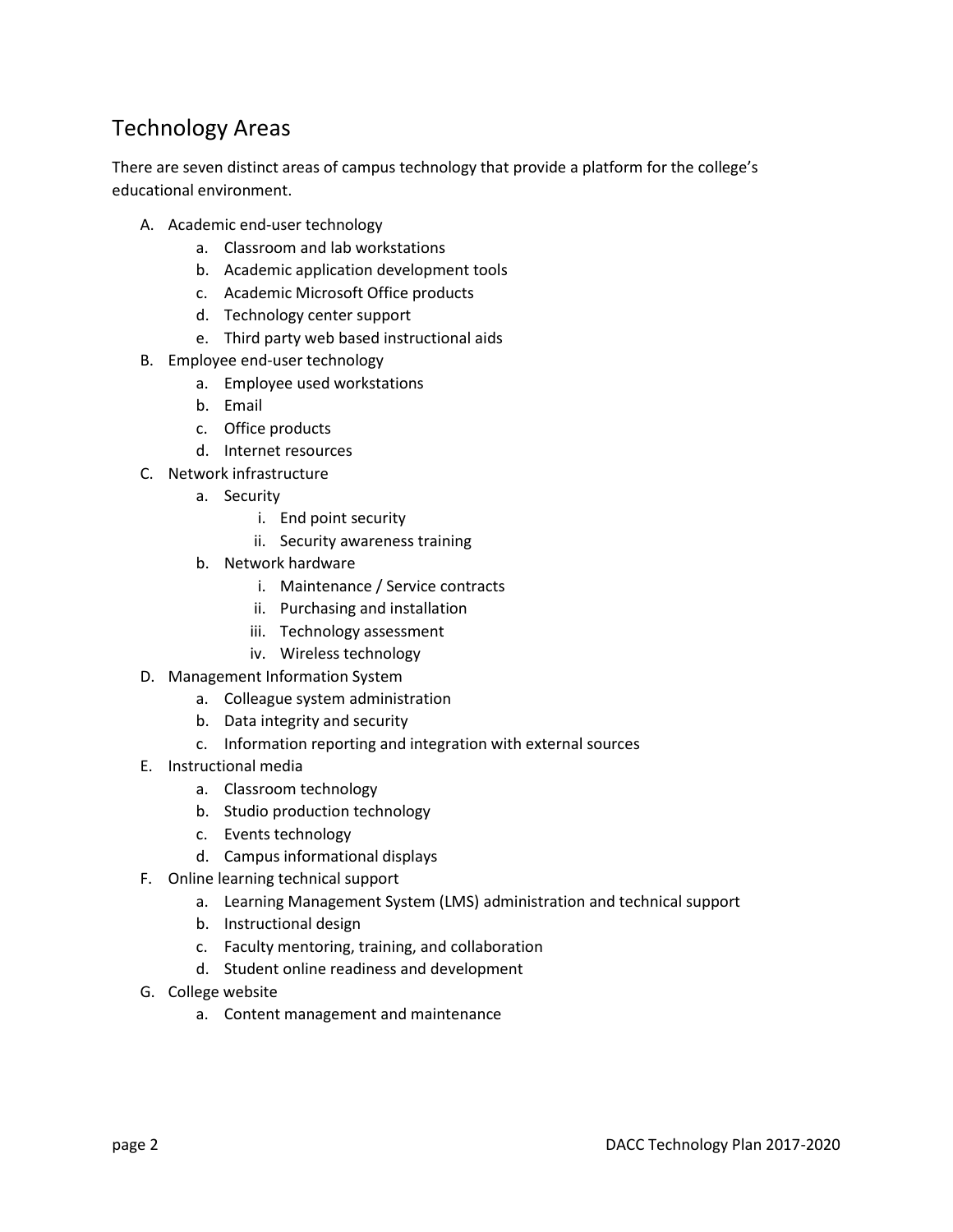## Technology Areas

There are seven distinct areas of campus technology that provide a platform for the college's educational environment.

A. Academic end-user technology
    a. Classroom and lab workstations
    b. Academic application development tools
    c. Academic Microsoft Office products
    d. Technology center support
    e. Third party web based instructional aids
B. Employee end-user technology
    a. Employee used workstations
    b. Email
    c. Office products
    d. Internet resources
C. Network infrastructure
    a. Security
        i. End point security
        ii. Security awareness training
    b. Network hardware
        i. Maintenance / Service contracts
        ii. Purchasing and installation
        iii. Technology assessment
        iv. Wireless technology
D. Management Information System
    a. Colleague system administration
    b. Data integrity and security
    c. Information reporting and integration with external sources
E. Instructional media
    a. Classroom technology
    b. Studio production technology
    c. Events technology
    d. Campus informational displays
F. Online learning technical support
    a. Learning Management System (LMS) administration and technical support
    b. Instructional design
    c. Faculty mentoring, training, and collaboration
    d. Student online readiness and development
G. College website
    a. Content management and maintenance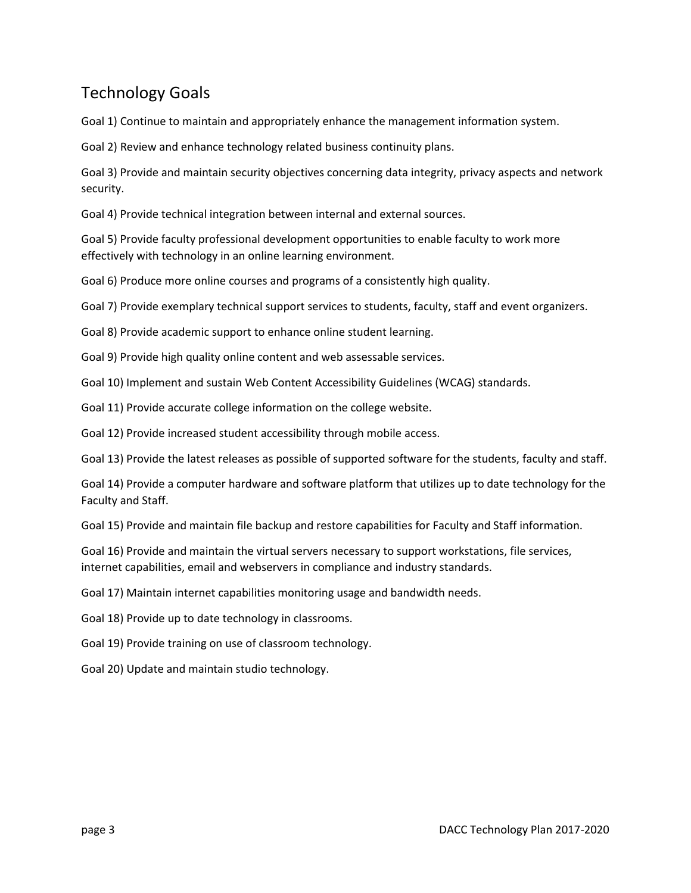## Technology Goals

Goal 1) Continue to maintain and appropriately enhance the management information system.

Goal 2) Review and enhance technology related business continuity plans.

Goal 3) Provide and maintain security objectives concerning data integrity, privacy aspects and network security.

Goal 4) Provide technical integration between internal and external sources.

Goal 5) Provide faculty professional development opportunities to enable faculty to work more effectively with technology in an online learning environment.

Goal 6) Produce more online courses and programs of a consistently high quality.

Goal 7) Provide exemplary technical support services to students, faculty, staff and event organizers.

Goal 8) Provide academic support to enhance online student learning.

Goal 9) Provide high quality online content and web assessable services.

Goal 10) Implement and sustain Web Content Accessibility Guidelines (WCAG) standards.

Goal 11) Provide accurate college information on the college website.

Goal 12) Provide increased student accessibility through mobile access.

Goal 13) Provide the latest releases as possible of supported software for the students, faculty and staff.

Goal 14) Provide a computer hardware and software platform that utilizes up to date technology for the Faculty and Staff.

Goal 15) Provide and maintain file backup and restore capabilities for Faculty and Staff information.

Goal 16) Provide and maintain the virtual servers necessary to support workstations, file services, internet capabilities, email and webservers in compliance and industry standards.

Goal 17) Maintain internet capabilities monitoring usage and bandwidth needs.

Goal 18) Provide up to date technology in classrooms.

Goal 19) Provide training on use of classroom technology.

Goal 20) Update and maintain studio technology.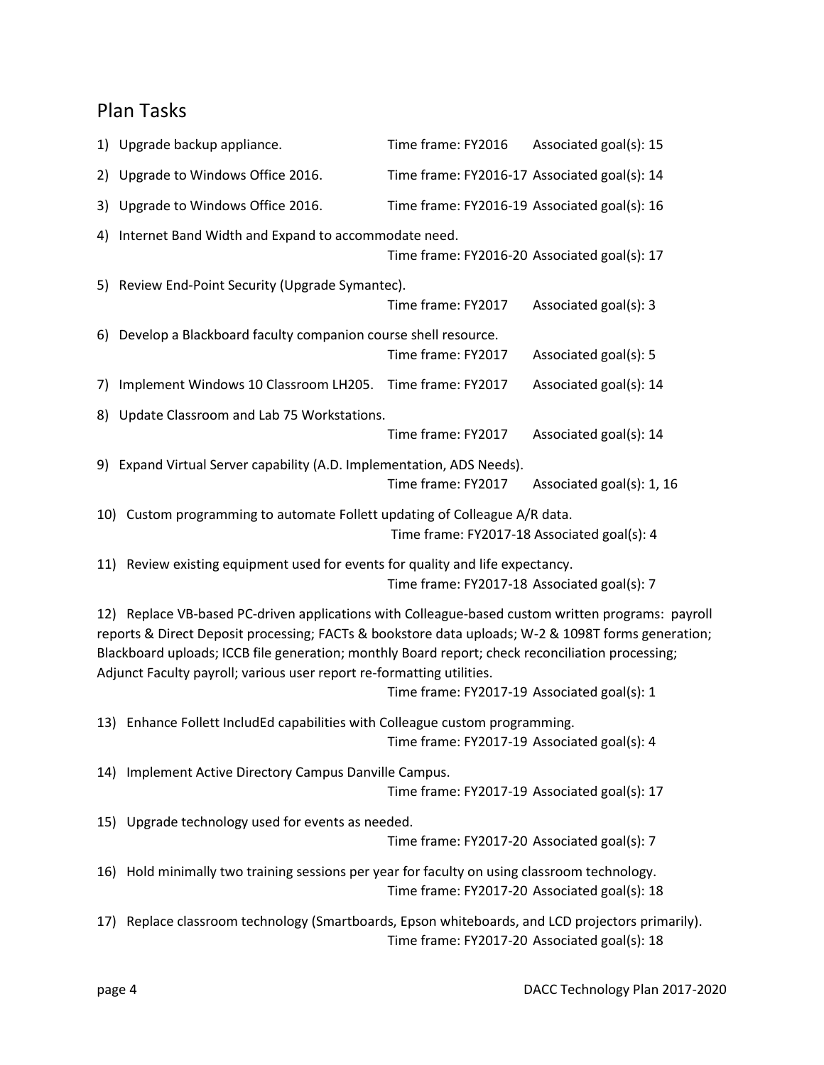## Plan Tasks

1) Upgrade backup appliance. Time frame: FY2016 Associated goal(s): 15

2) Upgrade to Windows Office 2016. Time frame: FY2016-17 Associated goal(s): 14

3) Upgrade to Windows Office 2016. Time frame: FY2016-19 Associated goal(s): 16

4) Internet Band Width and Expand to accommodate need.
   Time frame: FY2016-20 Associated goal(s): 17

5) Review End-Point Security (Upgrade Symantec).
   Time frame: FY2017 Associated goal(s): 3

6) Develop a Blackboard faculty companion course shell resource.
   Time frame: FY2017 Associated goal(s): 5

7) Implement Windows 10 Classroom LH205. Time frame: FY2017 Associated goal(s): 14

8) Update Classroom and Lab 75 Workstations.
   Time frame: FY2017 Associated goal(s): 14

9) Expand Virtual Server capability (A.D. Implementation, ADS Needs).
   Time frame: FY2017 Associated goal(s): 1, 16

10) Custom programming to automate Follett updating of Colleague A/R data.
    Time frame: FY2017-18 Associated goal(s): 4

11) Review existing equipment used for events for quality and life expectancy.
    Time frame: FY2017-18 Associated goal(s): 7

12) Replace VB-based PC-driven applications with Colleague-based custom written programs: payroll reports & Direct Deposit processing; FACTs & bookstore data uploads; W-2 & 1098T forms generation; Blackboard uploads; ICCB file generation; monthly Board report; check reconciliation processing; Adjunct Faculty payroll; various user report re-formatting utilities.
    Time frame: FY2017-19 Associated goal(s): 1

13) Enhance Follett IncludEd capabilities with Colleague custom programming.
    Time frame: FY2017-19 Associated goal(s): 4

14) Implement Active Directory Campus Danville Campus.
    Time frame: FY2017-19 Associated goal(s): 17

15) Upgrade technology used for events as needed.
    Time frame: FY2017-20 Associated goal(s): 7

16) Hold minimally two training sessions per year for faculty on using classroom technology.
    Time frame: FY2017-20 Associated goal(s): 18

17) Replace classroom technology (Smartboards, Epson whiteboards, and LCD projectors primarily).
    Time frame: FY2017-20 Associated goal(s): 18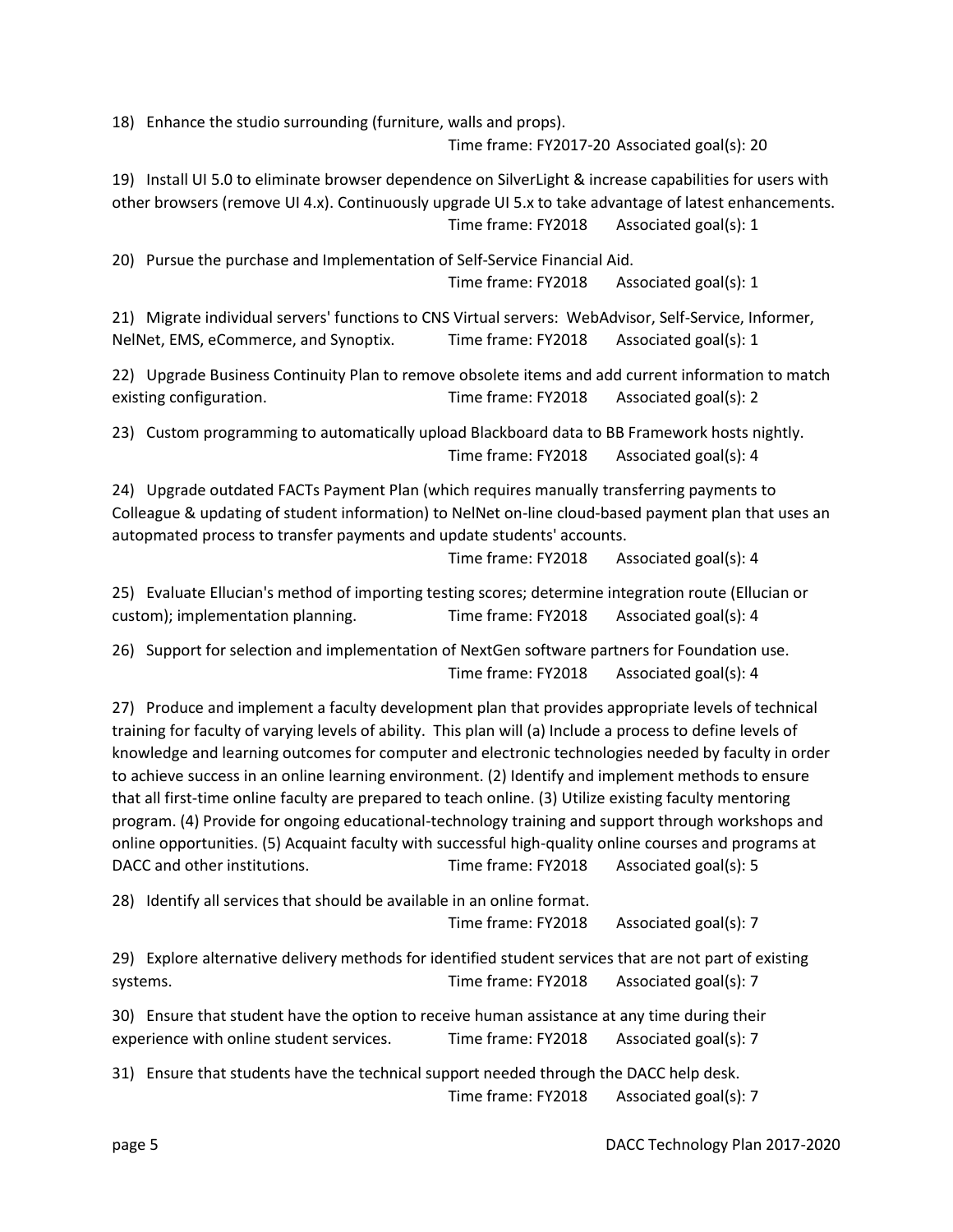18) Enhance the studio surrounding (furniture, walls and props).
Time frame: FY2017-20 Associated goal(s): 20

19) Install UI 5.0 to eliminate browser dependence on SilverLight & increase capabilities for users with other browsers (remove UI 4.x). Continuously upgrade UI 5.x to take advantage of latest enhancements.
Time frame: FY2018 Associated goal(s): 1

20) Pursue the purchase and Implementation of Self-Service Financial Aid.
Time frame: FY2018 Associated goal(s): 1

21) Migrate individual servers' functions to CNS Virtual servers: WebAdvisor, Self-Service, Informer, NelNet, EMS, eCommerce, and Synoptix. Time frame: FY2018 Associated goal(s): 1

22) Upgrade Business Continuity Plan to remove obsolete items and add current information to match existing configuration. Time frame: FY2018 Associated goal(s): 2

23) Custom programming to automatically upload Blackboard data to BB Framework hosts nightly.
Time frame: FY2018 Associated goal(s): 4

24) Upgrade outdated FACTs Payment Plan (which requires manually transferring payments to Colleague & updating of student information) to NelNet on-line cloud-based payment plan that uses an autopmated process to transfer payments and update students' accounts.
Time frame: FY2018 Associated goal(s): 4

25) Evaluate Ellucian's method of importing testing scores; determine integration route (Ellucian or custom); implementation planning. Time frame: FY2018 Associated goal(s): 4

26) Support for selection and implementation of NextGen software partners for Foundation use.
Time frame: FY2018 Associated goal(s): 4

27) Produce and implement a faculty development plan that provides appropriate levels of technical training for faculty of varying levels of ability. This plan will (a) Include a process to define levels of knowledge and learning outcomes for computer and electronic technologies needed by faculty in order to achieve success in an online learning environment. (2) Identify and implement methods to ensure that all first-time online faculty are prepared to teach online. (3) Utilize existing faculty mentoring program. (4) Provide for ongoing educational-technology training and support through workshops and online opportunities. (5) Acquaint faculty with successful high-quality online courses and programs at DACC and other institutions. Time frame: FY2018 Associated goal(s): 5

28) Identify all services that should be available in an online format.
Time frame: FY2018 Associated goal(s): 7

29) Explore alternative delivery methods for identified student services that are not part of existing systems. Time frame: FY2018 Associated goal(s): 7

30) Ensure that student have the option to receive human assistance at any time during their experience with online student services. Time frame: FY2018 Associated goal(s): 7

31) Ensure that students have the technical support needed through the DACC help desk.
Time frame: FY2018 Associated goal(s): 7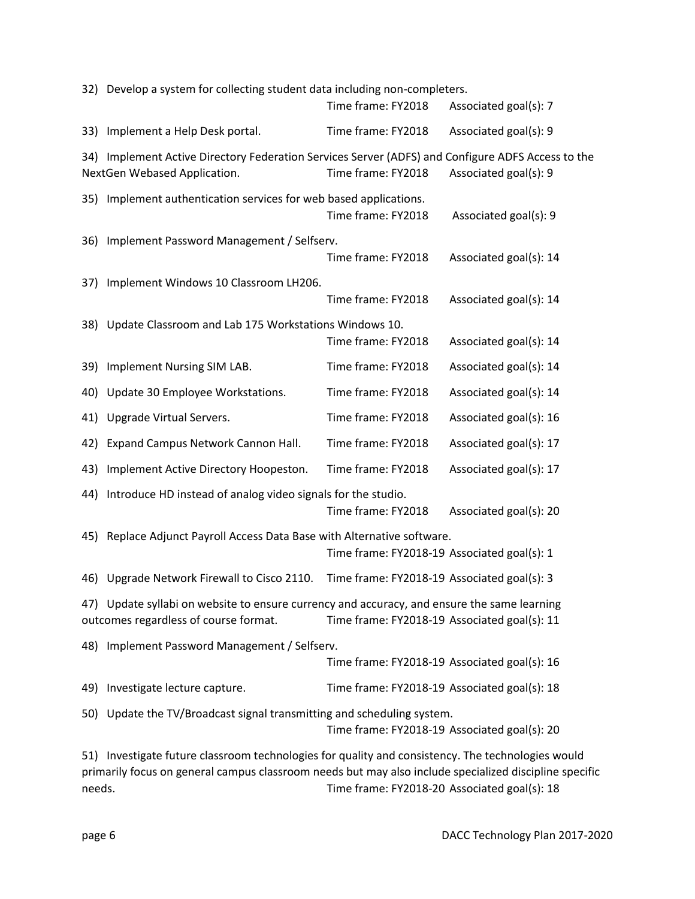32) Develop a system for collecting student data including non-completers.
Time frame: FY2018 Associated goal(s): 7

33) Implement a Help Desk portal. Time frame: FY2018 Associated goal(s): 9

34) Implement Active Directory Federation Services Server (ADFS) and Configure ADFS Access to the NextGen Webased Application. Time frame: FY2018 Associated goal(s): 9

35) Implement authentication services for web based applications.
Time frame: FY2018 Associated goal(s): 9

36) Implement Password Management / Selfserv.
Time frame: FY2018 Associated goal(s): 14

37) Implement Windows 10 Classroom LH206.
Time frame: FY2018 Associated goal(s): 14

38) Update Classroom and Lab 175 Workstations Windows 10.
Time frame: FY2018 Associated goal(s): 14

39) Implement Nursing SIM LAB. Time frame: FY2018 Associated goal(s): 14

40) Update 30 Employee Workstations. Time frame: FY2018 Associated goal(s): 14

41) Upgrade Virtual Servers. Time frame: FY2018 Associated goal(s): 16

42) Expand Campus Network Cannon Hall. Time frame: FY2018 Associated goal(s): 17

43) Implement Active Directory Hoopeston. Time frame: FY2018 Associated goal(s): 17

44) Introduce HD instead of analog video signals for the studio.
Time frame: FY2018 Associated goal(s): 20

45) Replace Adjunct Payroll Access Data Base with Alternative software.
Time frame: FY2018-19 Associated goal(s): 1

46) Upgrade Network Firewall to Cisco 2110. Time frame: FY2018-19 Associated goal(s): 3

47) Update syllabi on website to ensure currency and accuracy, and ensure the same learning outcomes regardless of course format. Time frame: FY2018-19 Associated goal(s): 11

48) Implement Password Management / Selfserv.
Time frame: FY2018-19 Associated goal(s): 16

49) Investigate lecture capture. Time frame: FY2018-19 Associated goal(s): 18

50) Update the TV/Broadcast signal transmitting and scheduling system.
Time frame: FY2018-19 Associated goal(s): 20

51) Investigate future classroom technologies for quality and consistency. The technologies would primarily focus on general campus classroom needs but may also include specialized discipline specific needs. Time frame: FY2018-20 Associated goal(s): 18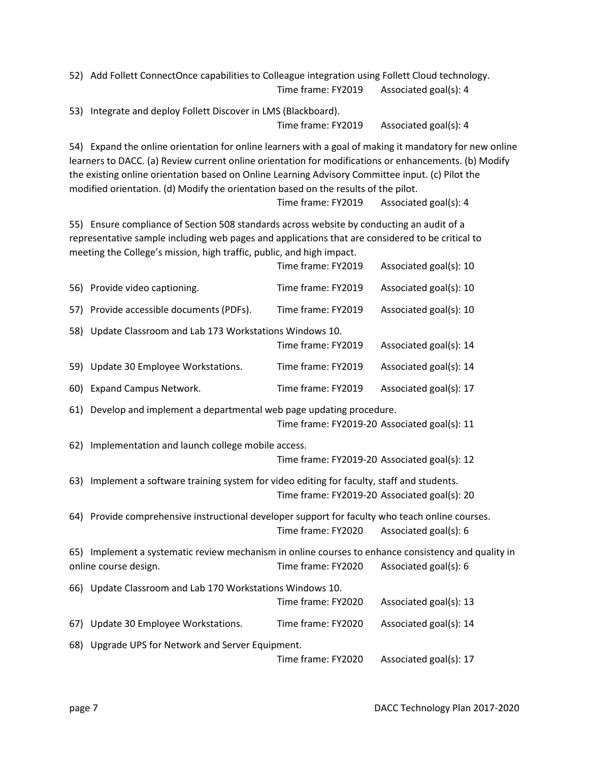52) Add Follett ConnectOnce capabilities to Colleague integration using Follett Cloud technology.
Time frame: FY2019 Associated goal(s): 4

53) Integrate and deploy Follett Discover in LMS (Blackboard).
Time frame: FY2019 Associated goal(s): 4

54) Expand the online orientation for online learners with a goal of making it mandatory for new online learners to DACC. (a) Review current online orientation for modifications or enhancements. (b) Modify the existing online orientation based on Online Learning Advisory Committee input. (c) Pilot the modified orientation. (d) Modify the orientation based on the results of the pilot.
Time frame: FY2019 Associated goal(s): 4

55) Ensure compliance of Section 508 standards across website by conducting an audit of a representative sample including web pages and applications that are considered to be critical to meeting the College's mission, high traffic, public, and high impact.
Time frame: FY2019 Associated goal(s): 10

56) Provide video captioning. Time frame: FY2019 Associated goal(s): 10

57) Provide accessible documents (PDFs). Time frame: FY2019 Associated goal(s): 10

58) Update Classroom and Lab 173 Workstations Windows 10.
Time frame: FY2019 Associated goal(s): 14

59) Update 30 Employee Workstations. Time frame: FY2019 Associated goal(s): 14

60) Expand Campus Network. Time frame: FY2019 Associated goal(s): 17

61) Develop and implement a departmental web page updating procedure.
Time frame: FY2019-20 Associated goal(s): 11

62) Implementation and launch college mobile access.
Time frame: FY2019-20 Associated goal(s): 12

63) Implement a software training system for video editing for faculty, staff and students.
Time frame: FY2019-20 Associated goal(s): 20

64) Provide comprehensive instructional developer support for faculty who teach online courses.
Time frame: FY2020 Associated goal(s): 6

65) Implement a systematic review mechanism in online courses to enhance consistency and quality in online course design. Time frame: FY2020 Associated goal(s): 6

66) Update Classroom and Lab 170 Workstations Windows 10.
Time frame: FY2020 Associated goal(s): 13

67) Update 30 Employee Workstations. Time frame: FY2020 Associated goal(s): 14

68) Upgrade UPS for Network and Server Equipment.
Time frame: FY2020 Associated goal(s): 17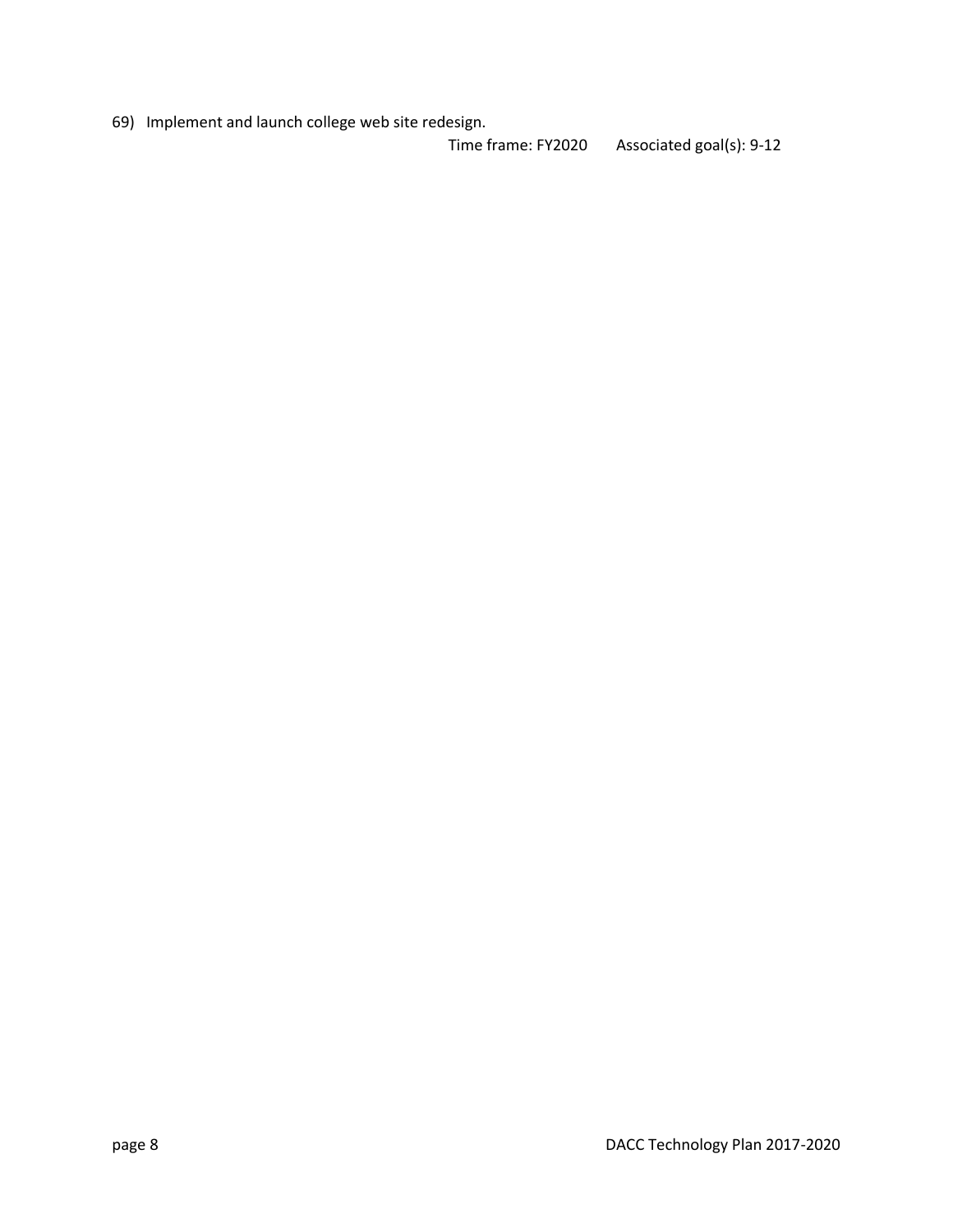69) Implement and launch college web site redesign.

Time frame: FY2020 Associated goal(s): 9-12